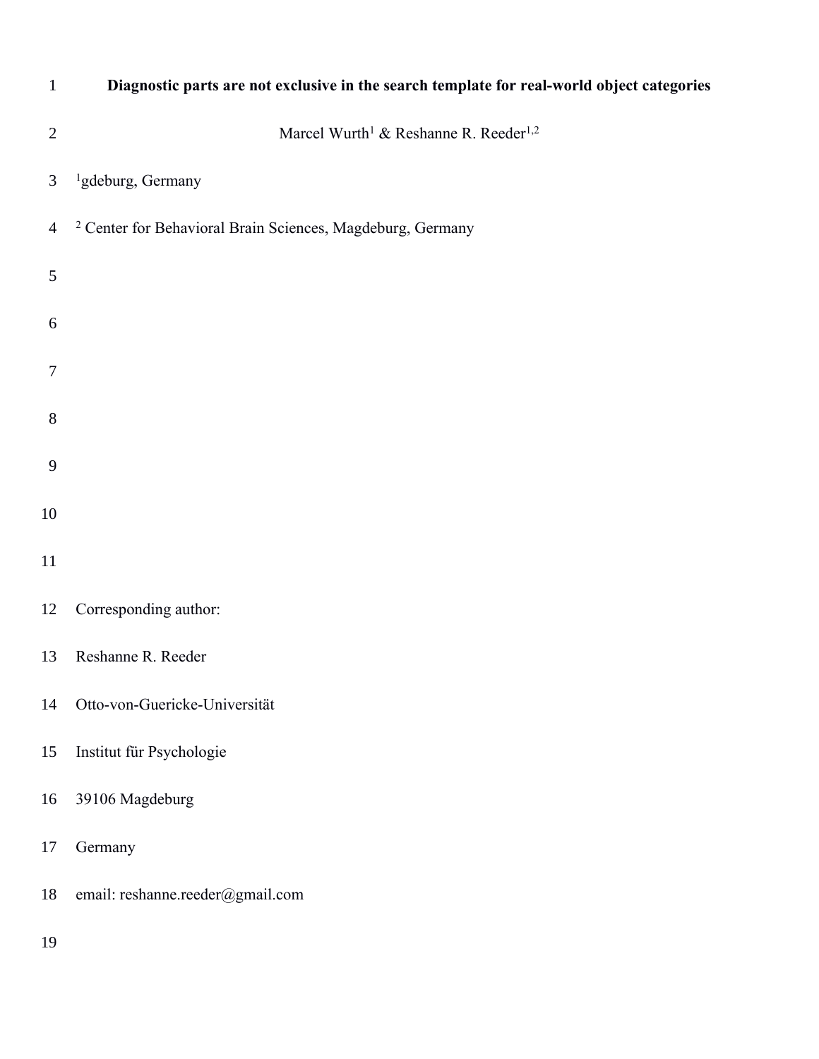# Diagnostic parts are not exclusive in the search template for real-world object categories

Marcel Wurth[1] & Reshanne R. Reeder[1,2]

[1]gdeburg, Germany

[2] Center for Behavioral Brain Sciences, Magdeburg, Germany

Corresponding author:

Reshanne R. Reeder

Otto-von-Guericke-Universität

Institut für Psychologie

39106 Magdeburg

Germany

email: reshanne.reeder@gmail.com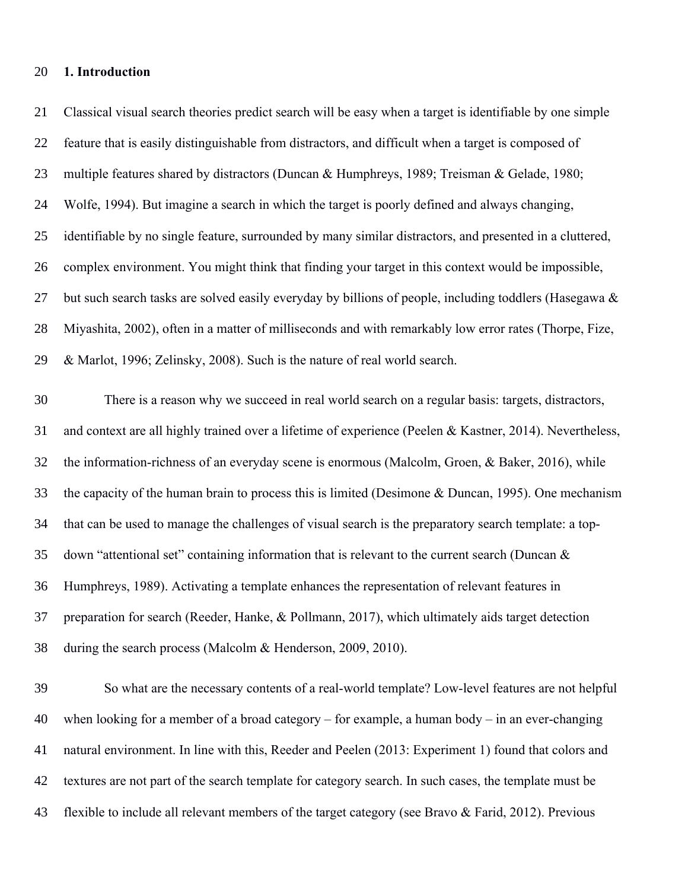# 1. Introduction

Classical visual search theories predict search will be easy when a target is identifiable by one simple feature that is easily distinguishable from distractors, and difficult when a target is composed of multiple features shared by distractors (Duncan & Humphreys, 1989; Treisman & Gelade, 1980; Wolfe, 1994). But imagine a search in which the target is poorly defined and always changing, identifiable by no single feature, surrounded by many similar distractors, and presented in a cluttered, complex environment. You might think that finding your target in this context would be impossible, but such search tasks are solved easily everyday by billions of people, including toddlers (Hasegawa & Miyashita, 2002), often in a matter of milliseconds and with remarkably low error rates (Thorpe, Fize, & Marlot, 1996; Zelinsky, 2008). Such is the nature of real world search.

There is a reason why we succeed in real world search on a regular basis: targets, distractors, and context are all highly trained over a lifetime of experience (Peelen & Kastner, 2014). Nevertheless, the information-richness of an everyday scene is enormous (Malcolm, Groen, & Baker, 2016), while the capacity of the human brain to process this is limited (Desimone & Duncan, 1995). One mechanism that can be used to manage the challenges of visual search is the preparatory search template: a top-down "attentional set" containing information that is relevant to the current search (Duncan & Humphreys, 1989). Activating a template enhances the representation of relevant features in preparation for search (Reeder, Hanke, & Pollmann, 2017), which ultimately aids target detection during the search process (Malcolm & Henderson, 2009, 2010).

So what are the necessary contents of a real-world template? Low-level features are not helpful when looking for a member of a broad category – for example, a human body – in an ever-changing natural environment. In line with this, Reeder and Peelen (2013: Experiment 1) found that colors and textures are not part of the search template for category search. In such cases, the template must be flexible to include all relevant members of the target category (see Bravo & Farid, 2012). Previous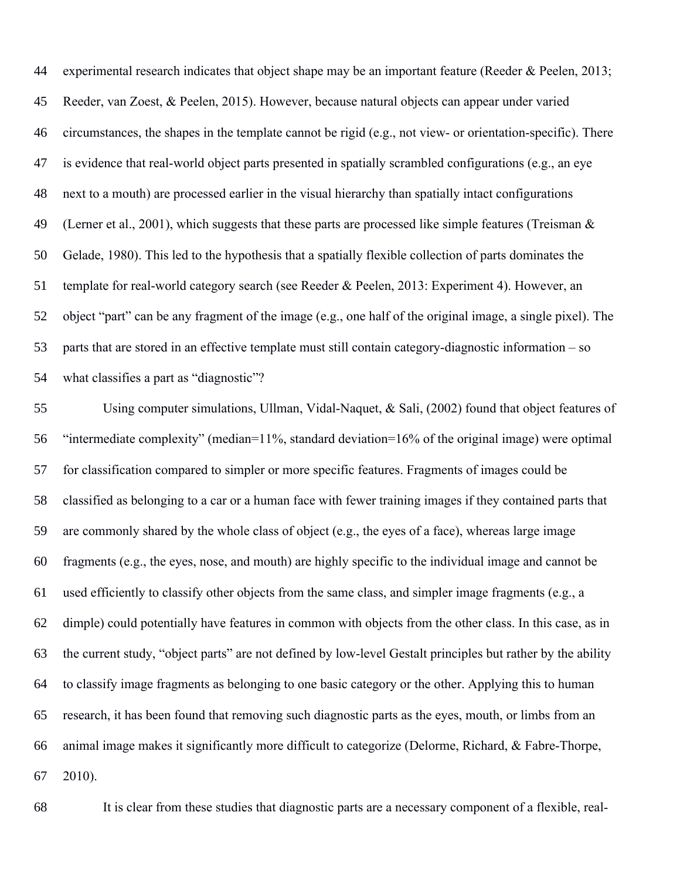experimental research indicates that object shape may be an important feature (Reeder & Peelen, 2013; Reeder, van Zoest, & Peelen, 2015). However, because natural objects can appear under varied circumstances, the shapes in the template cannot be rigid (e.g., not view- or orientation-specific). There is evidence that real-world object parts presented in spatially scrambled configurations (e.g., an eye next to a mouth) are processed earlier in the visual hierarchy than spatially intact configurations (Lerner et al., 2001), which suggests that these parts are processed like simple features (Treisman & Gelade, 1980). This led to the hypothesis that a spatially flexible collection of parts dominates the template for real-world category search (see Reeder & Peelen, 2013: Experiment 4). However, an object "part" can be any fragment of the image (e.g., one half of the original image, a single pixel). The parts that are stored in an effective template must still contain category-diagnostic information – so what classifies a part as "diagnostic"?

Using computer simulations, Ullman, Vidal-Naquet, & Sali, (2002) found that object features of "intermediate complexity" (median=11%, standard deviation=16% of the original image) were optimal for classification compared to simpler or more specific features. Fragments of images could be classified as belonging to a car or a human face with fewer training images if they contained parts that are commonly shared by the whole class of object (e.g., the eyes of a face), whereas large image fragments (e.g., the eyes, nose, and mouth) are highly specific to the individual image and cannot be used efficiently to classify other objects from the same class, and simpler image fragments (e.g., a dimple) could potentially have features in common with objects from the other class. In this case, as in the current study, "object parts" are not defined by low-level Gestalt principles but rather by the ability to classify image fragments as belonging to one basic category or the other. Applying this to human research, it has been found that removing such diagnostic parts as the eyes, mouth, or limbs from an animal image makes it significantly more difficult to categorize (Delorme, Richard, & Fabre-Thorpe, 2010).

It is clear from these studies that diagnostic parts are a necessary component of a flexible, real-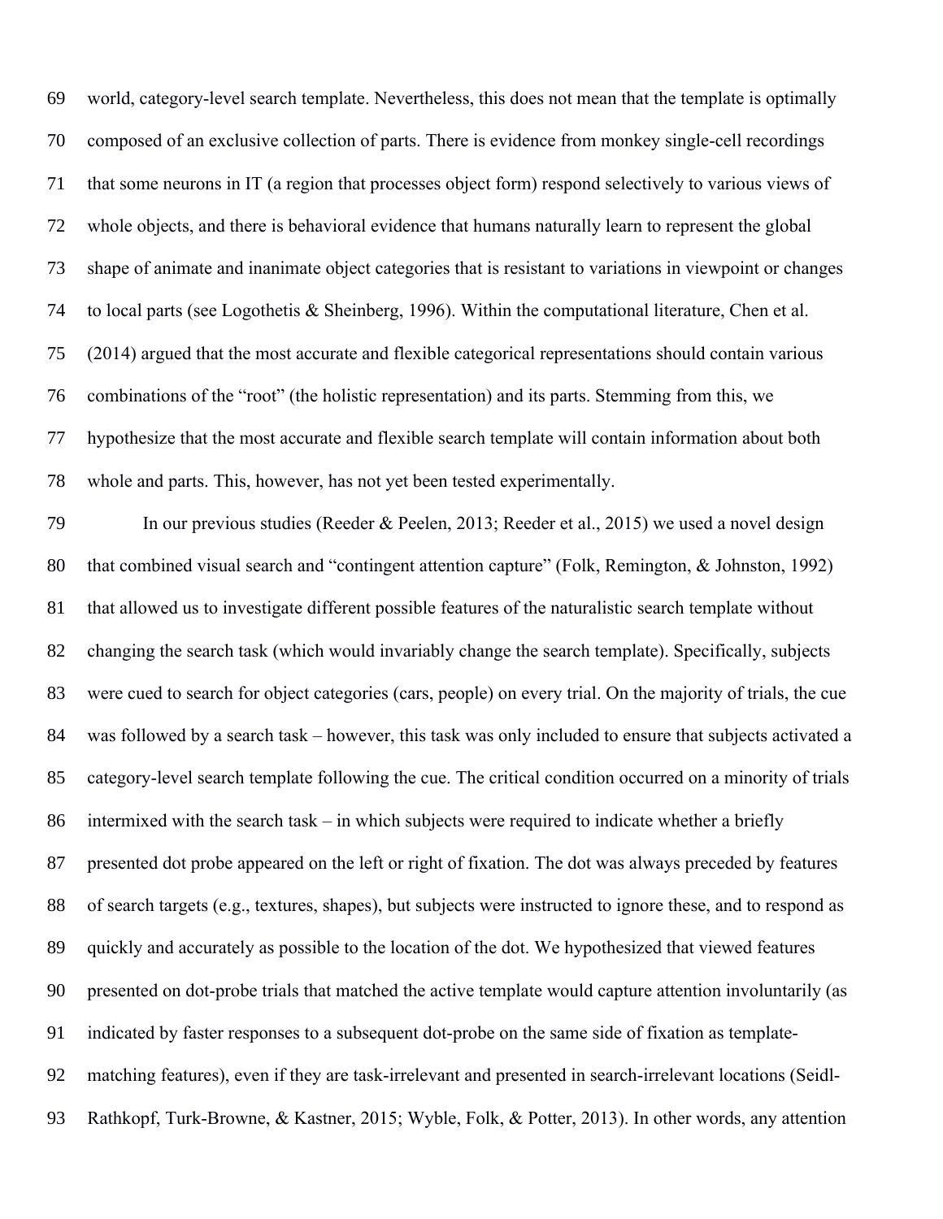world, category-level search template. Nevertheless, this does not mean that the template is optimally composed of an exclusive collection of parts. There is evidence from monkey single-cell recordings that some neurons in IT (a region that processes object form) respond selectively to various views of whole objects, and there is behavioral evidence that humans naturally learn to represent the global shape of animate and inanimate object categories that is resistant to variations in viewpoint or changes to local parts (see Logothetis & Sheinberg, 1996). Within the computational literature, Chen et al. (2014) argued that the most accurate and flexible categorical representations should contain various combinations of the "root" (the holistic representation) and its parts. Stemming from this, we hypothesize that the most accurate and flexible search template will contain information about both whole and parts. This, however, has not yet been tested experimentally.

In our previous studies (Reeder & Peelen, 2013; Reeder et al., 2015) we used a novel design that combined visual search and "contingent attention capture" (Folk, Remington, & Johnston, 1992) that allowed us to investigate different possible features of the naturalistic search template without changing the search task (which would invariably change the search template). Specifically, subjects were cued to search for object categories (cars, people) on every trial. On the majority of trials, the cue was followed by a search task – however, this task was only included to ensure that subjects activated a category-level search template following the cue. The critical condition occurred on a minority of trials intermixed with the search task – in which subjects were required to indicate whether a briefly presented dot probe appeared on the left or right of fixation. The dot was always preceded by features of search targets (e.g., textures, shapes), but subjects were instructed to ignore these, and to respond as quickly and accurately as possible to the location of the dot. We hypothesized that viewed features presented on dot-probe trials that matched the active template would capture attention involuntarily (as indicated by faster responses to a subsequent dot-probe on the same side of fixation as template-matching features), even if they are task-irrelevant and presented in search-irrelevant locations (Seidl-Rathkopf, Turk-Browne, & Kastner, 2015; Wyble, Folk, & Potter, 2013). In other words, any attention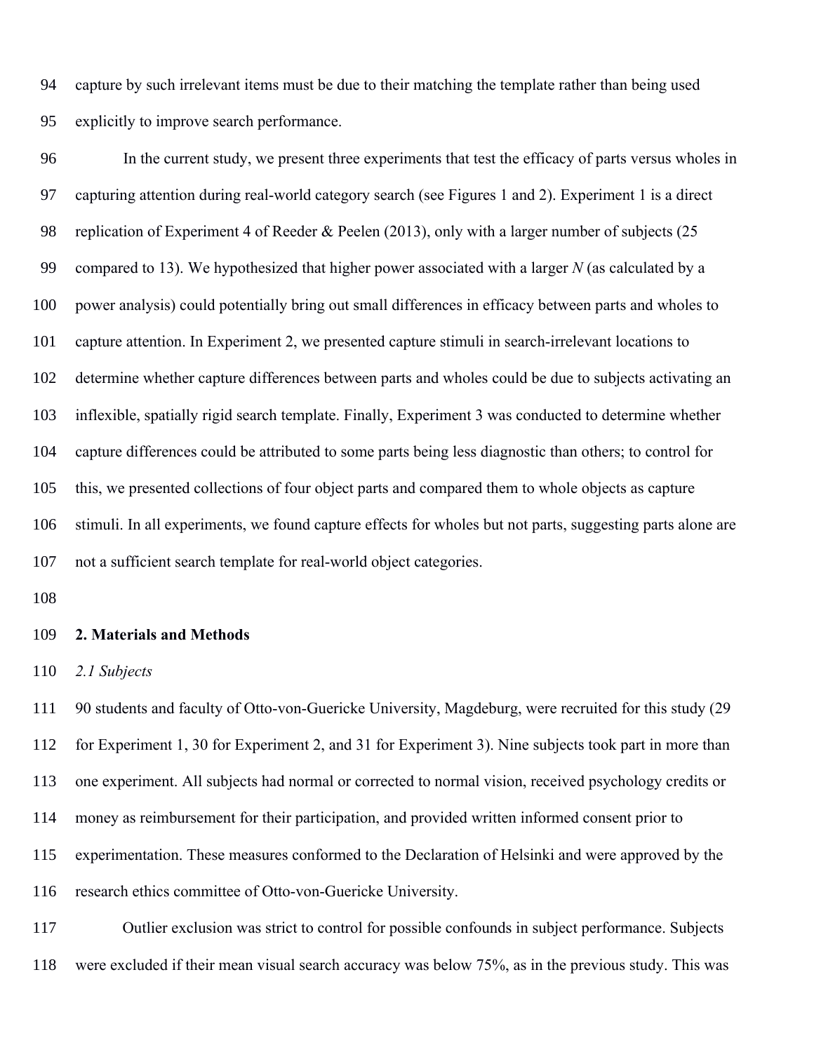capture by such irrelevant items must be due to their matching the template rather than being used explicitly to improve search performance.

In the current study, we present three experiments that test the efficacy of parts versus wholes in capturing attention during real-world category search (see Figures 1 and 2). Experiment 1 is a direct replication of Experiment 4 of Reeder & Peelen (2013), only with a larger number of subjects (25 compared to 13). We hypothesized that higher power associated with a larger *N* (as calculated by a power analysis) could potentially bring out small differences in efficacy between parts and wholes to capture attention. In Experiment 2, we presented capture stimuli in search-irrelevant locations to determine whether capture differences between parts and wholes could be due to subjects activating an inflexible, spatially rigid search template. Finally, Experiment 3 was conducted to determine whether capture differences could be attributed to some parts being less diagnostic than others; to control for this, we presented collections of four object parts and compared them to whole objects as capture stimuli. In all experiments, we found capture effects for wholes but not parts, suggesting parts alone are not a sufficient search template for real-world object categories.

## 2. Materials and Methods

### *2.1 Subjects*

90 students and faculty of Otto-von-Guericke University, Magdeburg, were recruited for this study (29 for Experiment 1, 30 for Experiment 2, and 31 for Experiment 3). Nine subjects took part in more than one experiment. All subjects had normal or corrected to normal vision, received psychology credits or money as reimbursement for their participation, and provided written informed consent prior to experimentation. These measures conformed to the Declaration of Helsinki and were approved by the research ethics committee of Otto-von-Guericke University.

Outlier exclusion was strict to control for possible confounds in subject performance. Subjects were excluded if their mean visual search accuracy was below 75%, as in the previous study. This was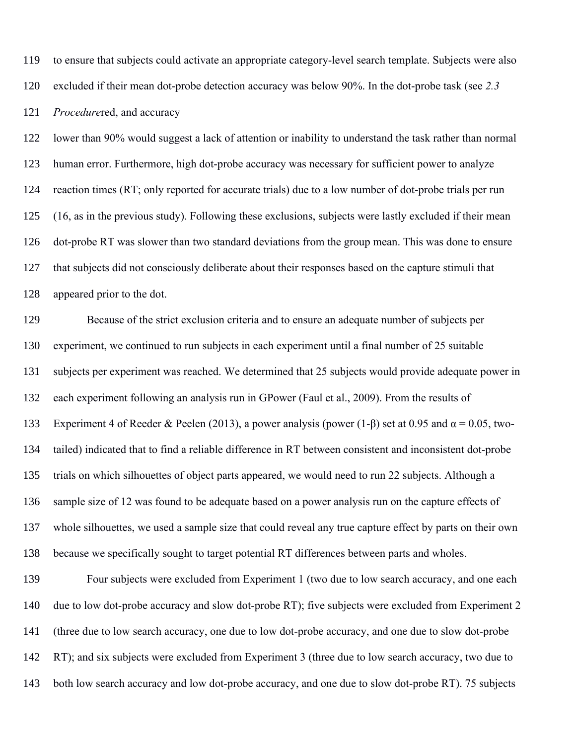to ensure that subjects could activate an appropriate category-level search template. Subjects were also excluded if their mean dot-probe detection accuracy was below 90%. In the dot-probe task (see *2.3 Procedure*red, and accuracy lower than 90% would suggest a lack of attention or inability to understand the task rather than normal human error. Furthermore, high dot-probe accuracy was necessary for sufficient power to analyze reaction times (RT; only reported for accurate trials) due to a low number of dot-probe trials per run (16, as in the previous study). Following these exclusions, subjects were lastly excluded if their mean dot-probe RT was slower than two standard deviations from the group mean. This was done to ensure that subjects did not consciously deliberate about their responses based on the capture stimuli that appeared prior to the dot.

Because of the strict exclusion criteria and to ensure an adequate number of subjects per experiment, we continued to run subjects in each experiment until a final number of 25 suitable subjects per experiment was reached. We determined that 25 subjects would provide adequate power in each experiment following an analysis run in GPower (Faul et al., 2009). From the results of Experiment 4 of Reeder & Peelen (2013), a power analysis (power ($1-\beta$) set at 0.95 and $\alpha = 0.05$, two-tailed) indicated that to find a reliable difference in RT between consistent and inconsistent dot-probe trials on which silhouettes of object parts appeared, we would need to run 22 subjects. Although a sample size of 12 was found to be adequate based on a power analysis run on the capture effects of whole silhouettes, we used a sample size that could reveal any true capture effect by parts on their own because we specifically sought to target potential RT differences between parts and wholes.

Four subjects were excluded from Experiment 1 (two due to low search accuracy, and one each due to low dot-probe accuracy and slow dot-probe RT); five subjects were excluded from Experiment 2 (three due to low search accuracy, one due to low dot-probe accuracy, and one due to slow dot-probe RT); and six subjects were excluded from Experiment 3 (three due to low search accuracy, two due to both low search accuracy and low dot-probe accuracy, and one due to slow dot-probe RT). 75 subjects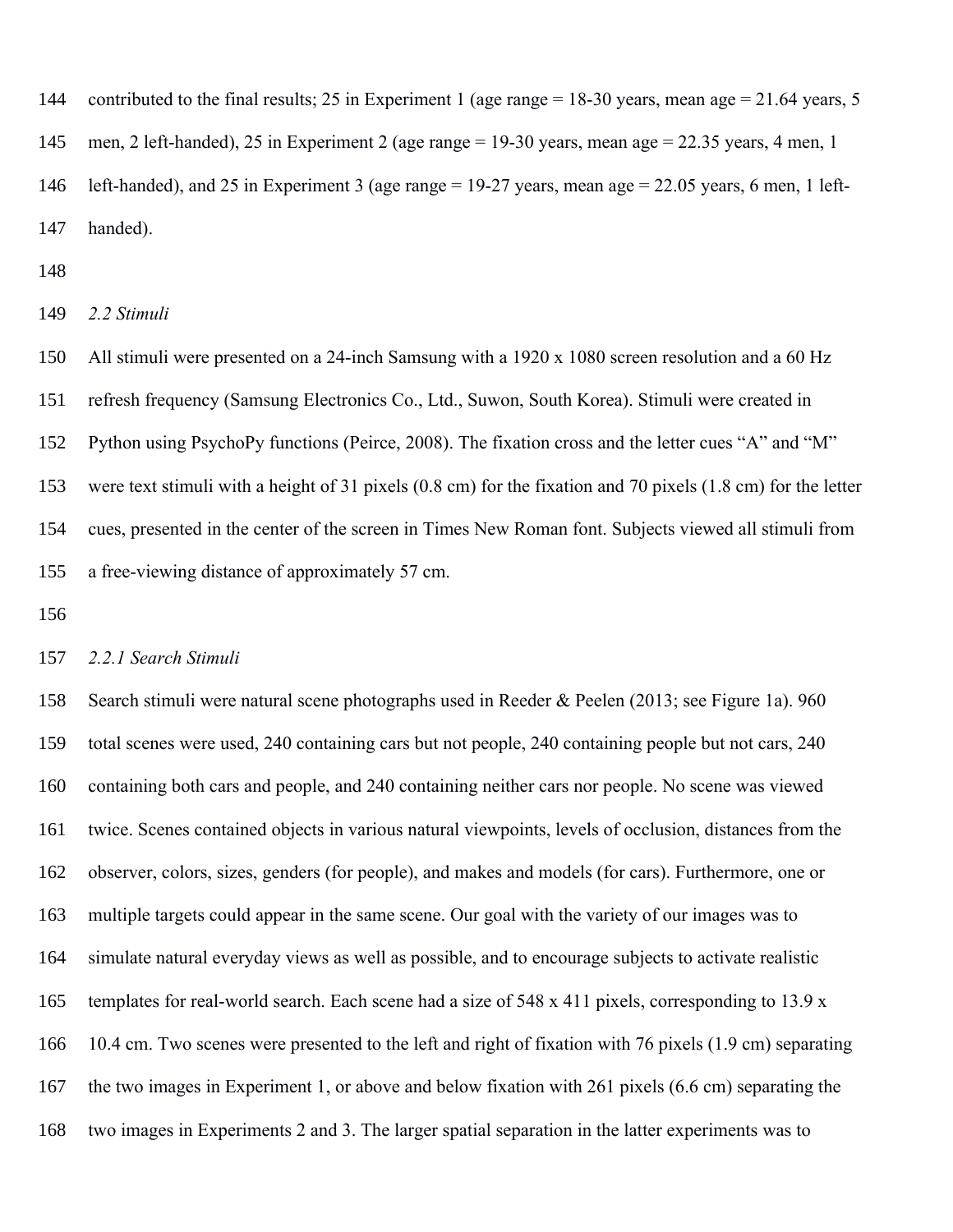contributed to the final results; 25 in Experiment 1 (age range = 18-30 years, mean age = 21.64 years, 5 men, 2 left-handed), 25 in Experiment 2 (age range = 19-30 years, mean age = 22.35 years, 4 men, 1 left-handed), and 25 in Experiment 3 (age range = 19-27 years, mean age = 22.05 years, 6 men, 1 left-handed).

### *2.2 Stimuli*

All stimuli were presented on a 24-inch Samsung with a 1920 x 1080 screen resolution and a 60 Hz refresh frequency (Samsung Electronics Co., Ltd., Suwon, South Korea). Stimuli were created in Python using PsychoPy functions (Peirce, 2008). The fixation cross and the letter cues "A" and "M" were text stimuli with a height of 31 pixels (0.8 cm) for the fixation and 70 pixels (1.8 cm) for the letter cues, presented in the center of the screen in Times New Roman font. Subjects viewed all stimuli from a free-viewing distance of approximately 57 cm.

#### *2.2.1 Search Stimuli*

Search stimuli were natural scene photographs used in Reeder & Peelen (2013; see Figure 1a). 960 total scenes were used, 240 containing cars but not people, 240 containing people but not cars, 240 containing both cars and people, and 240 containing neither cars nor people. No scene was viewed twice. Scenes contained objects in various natural viewpoints, levels of occlusion, distances from the observer, colors, sizes, genders (for people), and makes and models (for cars). Furthermore, one or multiple targets could appear in the same scene. Our goal with the variety of our images was to simulate natural everyday views as well as possible, and to encourage subjects to activate realistic templates for real-world search. Each scene had a size of 548 x 411 pixels, corresponding to 13.9 x 10.4 cm. Two scenes were presented to the left and right of fixation with 76 pixels (1.9 cm) separating the two images in Experiment 1, or above and below fixation with 261 pixels (6.6 cm) separating the two images in Experiments 2 and 3. The larger spatial separation in the latter experiments was to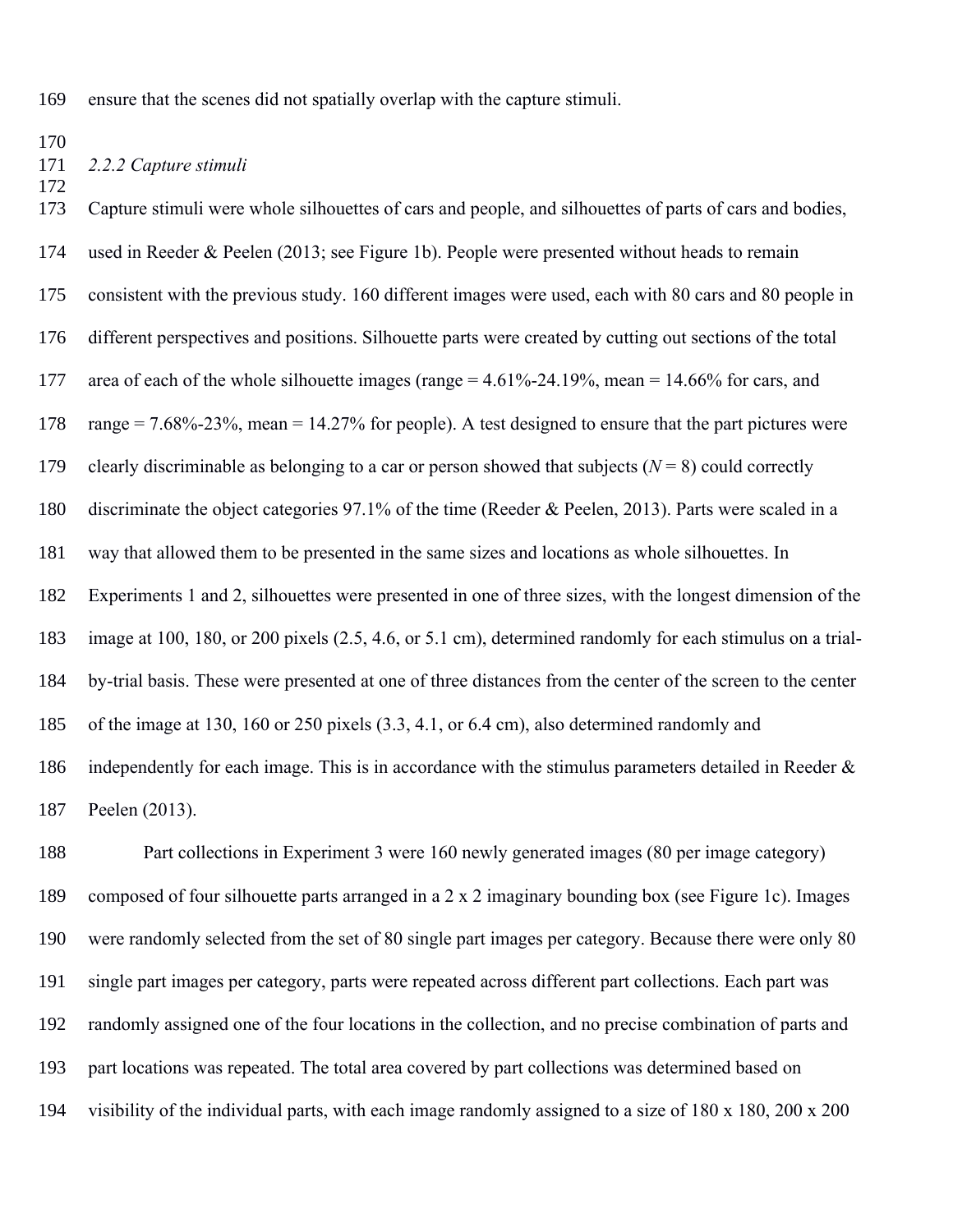ensure that the scenes did not spatially overlap with the capture stimuli.

### *2.2.2 Capture stimuli*

Capture stimuli were whole silhouettes of cars and people, and silhouettes of parts of cars and bodies, used in Reeder & Peelen (2013; see Figure 1b). People were presented without heads to remain consistent with the previous study. 160 different images were used, each with 80 cars and 80 people in different perspectives and positions. Silhouette parts were created by cutting out sections of the total area of each of the whole silhouette images (range = 4.61%-24.19%, mean = 14.66% for cars, and range = 7.68%-23%, mean = 14.27% for people). A test designed to ensure that the part pictures were clearly discriminable as belonging to a car or person showed that subjects ($N$ = 8) could correctly discriminate the object categories 97.1% of the time (Reeder & Peelen, 2013). Parts were scaled in a way that allowed them to be presented in the same sizes and locations as whole silhouettes. In Experiments 1 and 2, silhouettes were presented in one of three sizes, with the longest dimension of the image at 100, 180, or 200 pixels (2.5, 4.6, or 5.1 cm), determined randomly for each stimulus on a trial-by-trial basis. These were presented at one of three distances from the center of the screen to the center of the image at 130, 160 or 250 pixels (3.3, 4.1, or 6.4 cm), also determined randomly and independently for each image. This is in accordance with the stimulus parameters detailed in Reeder & Peelen (2013).

Part collections in Experiment 3 were 160 newly generated images (80 per image category) composed of four silhouette parts arranged in a 2 x 2 imaginary bounding box (see Figure 1c). Images were randomly selected from the set of 80 single part images per category. Because there were only 80 single part images per category, parts were repeated across different part collections. Each part was randomly assigned one of the four locations in the collection, and no precise combination of parts and part locations was repeated. The total area covered by part collections was determined based on visibility of the individual parts, with each image randomly assigned to a size of 180 x 180, 200 x 200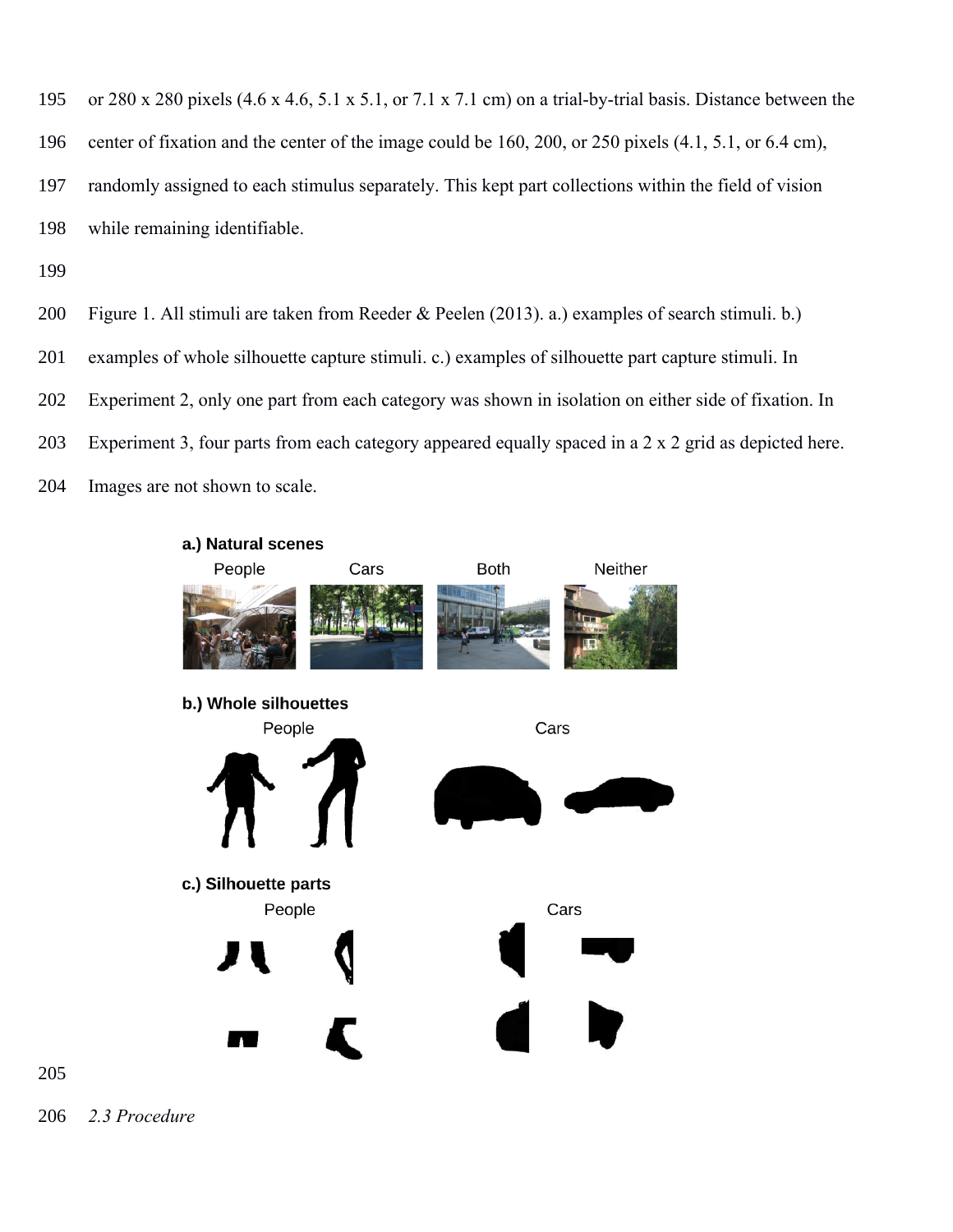or 280 x 280 pixels (4.6 x 4.6, 5.1 x 5.1, or 7.1 x 7.1 cm) on a trial-by-trial basis. Distance between the center of fixation and the center of the image could be 160, 200, or 250 pixels (4.1, 5.1, or 6.4 cm), randomly assigned to each stimulus separately. This kept part collections within the field of vision while remaining identifiable.

Figure 1. All stimuli are taken from Reeder & Peelen (2013). a.) examples of search stimuli. b.) examples of whole silhouette capture stimuli. c.) examples of silhouette part capture stimuli. In Experiment 2, only one part from each category was shown in isolation on either side of fixation. In Experiment 3, four parts from each category appeared equally spaced in a 2 x 2 grid as depicted here. Images are not shown to scale.

*2.3 Procedure*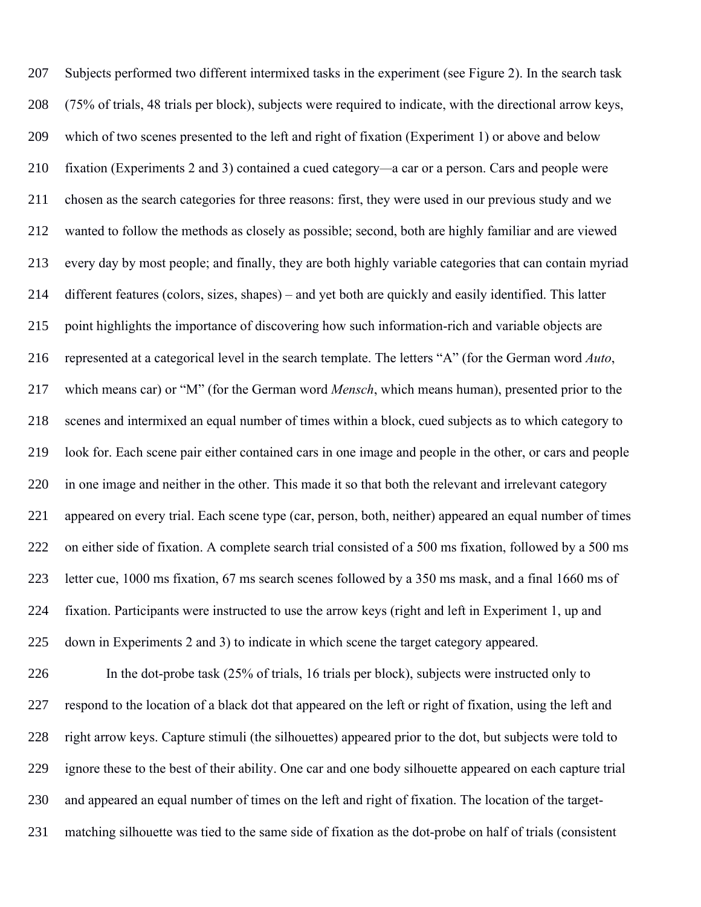Subjects performed two different intermixed tasks in the experiment (see Figure 2). In the search task (75% of trials, 48 trials per block), subjects were required to indicate, with the directional arrow keys, which of two scenes presented to the left and right of fixation (Experiment 1) or above and below fixation (Experiments 2 and 3) contained a cued category—a car or a person. Cars and people were chosen as the search categories for three reasons: first, they were used in our previous study and we wanted to follow the methods as closely as possible; second, both are highly familiar and are viewed every day by most people; and finally, they are both highly variable categories that can contain myriad different features (colors, sizes, shapes) – and yet both are quickly and easily identified. This latter point highlights the importance of discovering how such information-rich and variable objects are represented at a categorical level in the search template. The letters "A" (for the German word *Auto*, which means car) or "M" (for the German word *Mensch*, which means human), presented prior to the scenes and intermixed an equal number of times within a block, cued subjects as to which category to look for. Each scene pair either contained cars in one image and people in the other, or cars and people in one image and neither in the other. This made it so that both the relevant and irrelevant category appeared on every trial. Each scene type (car, person, both, neither) appeared an equal number of times on either side of fixation. A complete search trial consisted of a 500 ms fixation, followed by a 500 ms letter cue, 1000 ms fixation, 67 ms search scenes followed by a 350 ms mask, and a final 1660 ms of fixation. Participants were instructed to use the arrow keys (right and left in Experiment 1, up and down in Experiments 2 and 3) to indicate in which scene the target category appeared.

In the dot-probe task (25% of trials, 16 trials per block), subjects were instructed only to respond to the location of a black dot that appeared on the left or right of fixation, using the left and right arrow keys. Capture stimuli (the silhouettes) appeared prior to the dot, but subjects were told to ignore these to the best of their ability. One car and one body silhouette appeared on each capture trial and appeared an equal number of times on the left and right of fixation. The location of the target-matching silhouette was tied to the same side of fixation as the dot-probe on half of trials (consistent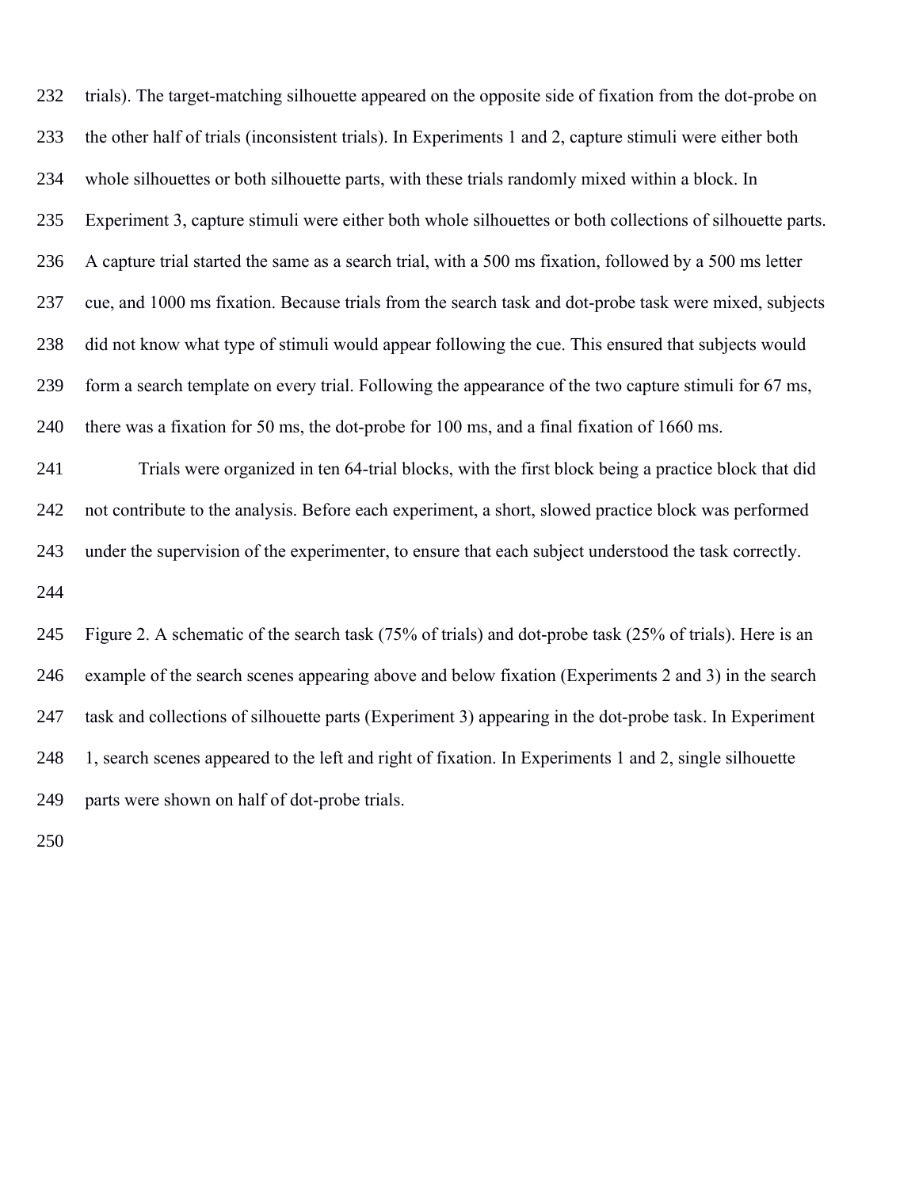trials). The target-matching silhouette appeared on the opposite side of fixation from the dot-probe on the other half of trials (inconsistent trials). In Experiments 1 and 2, capture stimuli were either both whole silhouettes or both silhouette parts, with these trials randomly mixed within a block. In Experiment 3, capture stimuli were either both whole silhouettes or both collections of silhouette parts. A capture trial started the same as a search trial, with a 500 ms fixation, followed by a 500 ms letter cue, and 1000 ms fixation. Because trials from the search task and dot-probe task were mixed, subjects did not know what type of stimuli would appear following the cue. This ensured that subjects would form a search template on every trial. Following the appearance of the two capture stimuli for 67 ms, there was a fixation for 50 ms, the dot-probe for 100 ms, and a final fixation of 1660 ms.

Trials were organized in ten 64-trial blocks, with the first block being a practice block that did not contribute to the analysis. Before each experiment, a short, slowed practice block was performed under the supervision of the experimenter, to ensure that each subject understood the task correctly.

Figure 2. A schematic of the search task (75% of trials) and dot-probe task (25% of trials). Here is an example of the search scenes appearing above and below fixation (Experiments 2 and 3) in the search task and collections of silhouette parts (Experiment 3) appearing in the dot-probe task. In Experiment 1, search scenes appeared to the left and right of fixation. In Experiments 1 and 2, single silhouette parts were shown on half of dot-probe trials.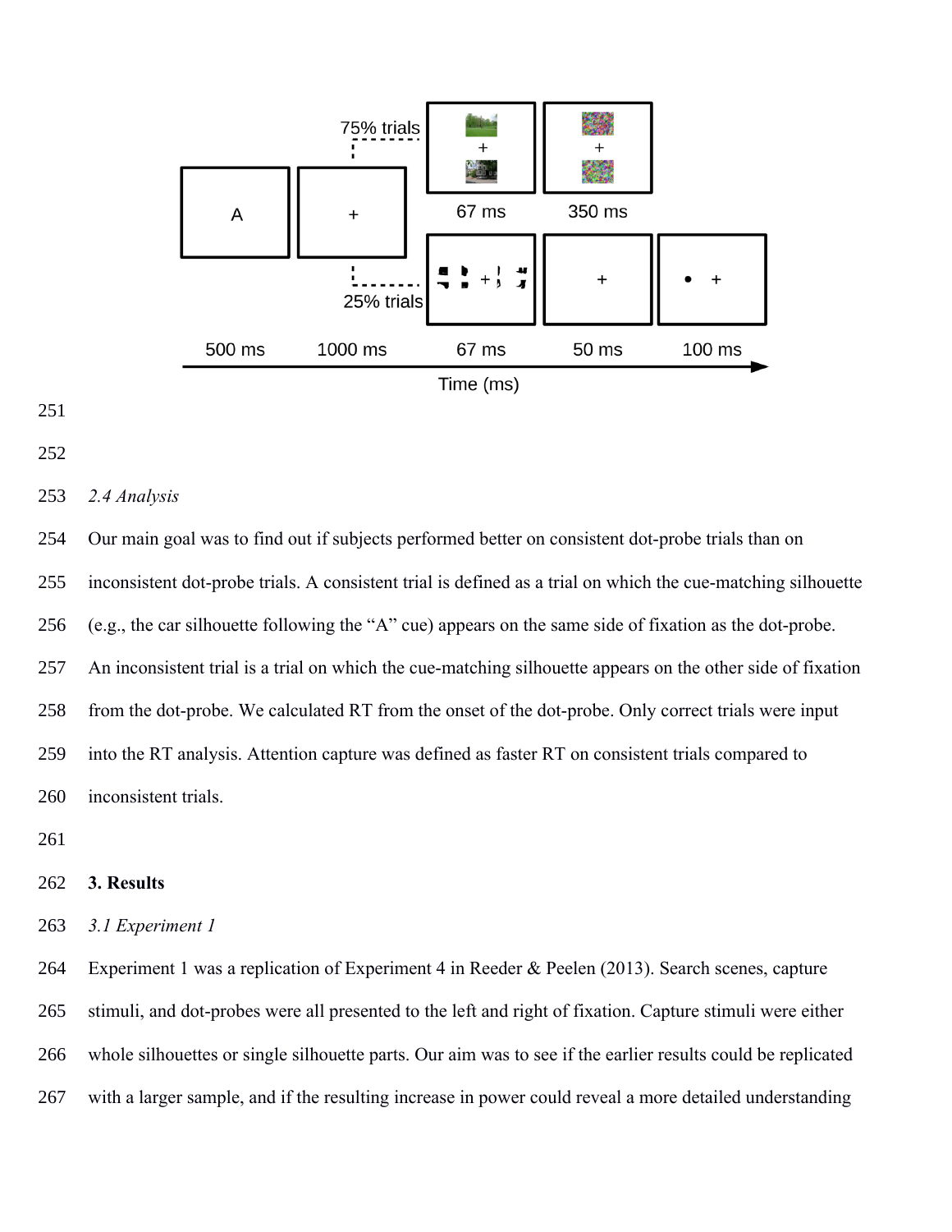### 2.4 Analysis

Our main goal was to find out if subjects performed better on consistent dot-probe trials than on inconsistent dot-probe trials. A consistent trial is defined as a trial on which the cue-matching silhouette (e.g., the car silhouette following the "A" cue) appears on the same side of fixation as the dot-probe. An inconsistent trial is a trial on which the cue-matching silhouette appears on the other side of fixation from the dot-probe. We calculated RT from the onset of the dot-probe. Only correct trials were input into the RT analysis. Attention capture was defined as faster RT on consistent trials compared to inconsistent trials.

## 3. Results

### 3.1 Experiment 1

Experiment 1 was a replication of Experiment 4 in Reeder & Peelen (2013). Search scenes, capture stimuli, and dot-probes were all presented to the left and right of fixation. Capture stimuli were either whole silhouettes or single silhouette parts. Our aim was to see if the earlier results could be replicated with a larger sample, and if the resulting increase in power could reveal a more detailed understanding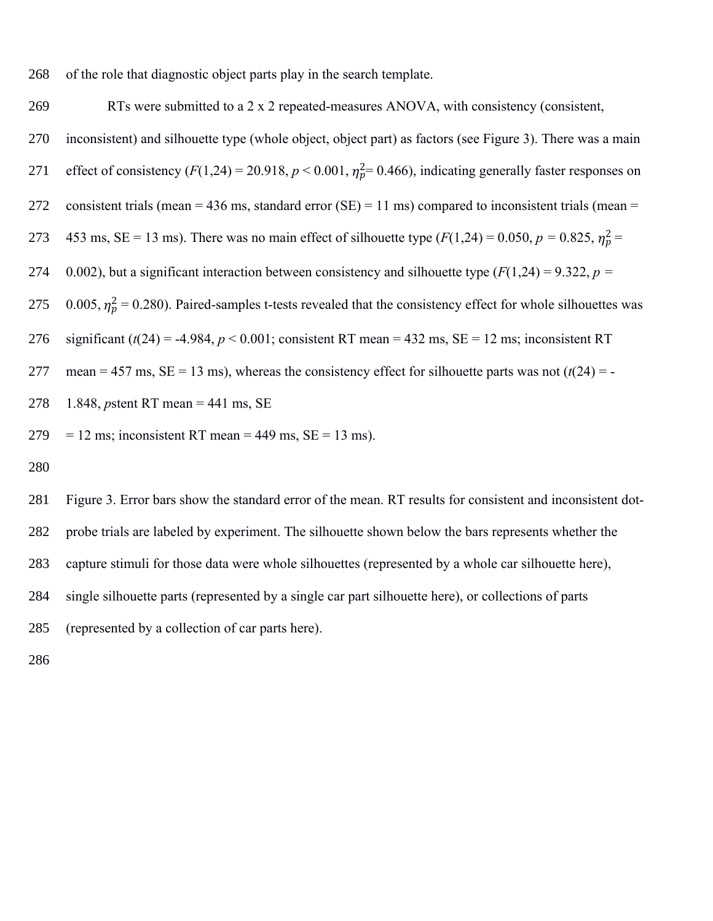of the role that diagnostic object parts play in the search template.

RTs were submitted to a 2 x 2 repeated-measures ANOVA, with consistency (consistent, inconsistent) and silhouette type (whole object, object part) as factors (see Figure 3). There was a main effect of consistency ($F(1,24) = 20.918$, $p < 0.001$, $\eta_p^2 = 0.466$), indicating generally faster responses on consistent trials (mean = 436 ms, standard error (SE) = 11 ms) compared to inconsistent trials (mean = 453 ms, SE = 13 ms). There was no main effect of silhouette type ($F(1,24) = 0.050$, $p = 0.825$, $\eta_p^2 = 0.002$), but a significant interaction between consistency and silhouette type ($F(1,24) = 9.322$, $p = 0.005$, $\eta_p^2 = 0.280$). Paired-samples t-tests revealed that the consistency effect for whole silhouettes was significant ($t(24) = -4.984$, $p < 0.001$; consistent RT mean = 432 ms, SE = 12 ms; inconsistent RT mean = 457 ms, SE = 13 ms), whereas the consistency effect for silhouette parts was not ($t(24) = -1.848$, *p*stent RT mean = 441 ms, SE = 12 ms; inconsistent RT mean = 449 ms, SE = 13 ms).

Figure 3. Error bars show the standard error of the mean. RT results for consistent and inconsistent dot-probe trials are labeled by experiment. The silhouette shown below the bars represents whether the capture stimuli for those data were whole silhouettes (represented by a whole car silhouette here), single silhouette parts (represented by a single car part silhouette here), or collections of parts (represented by a collection of car parts here).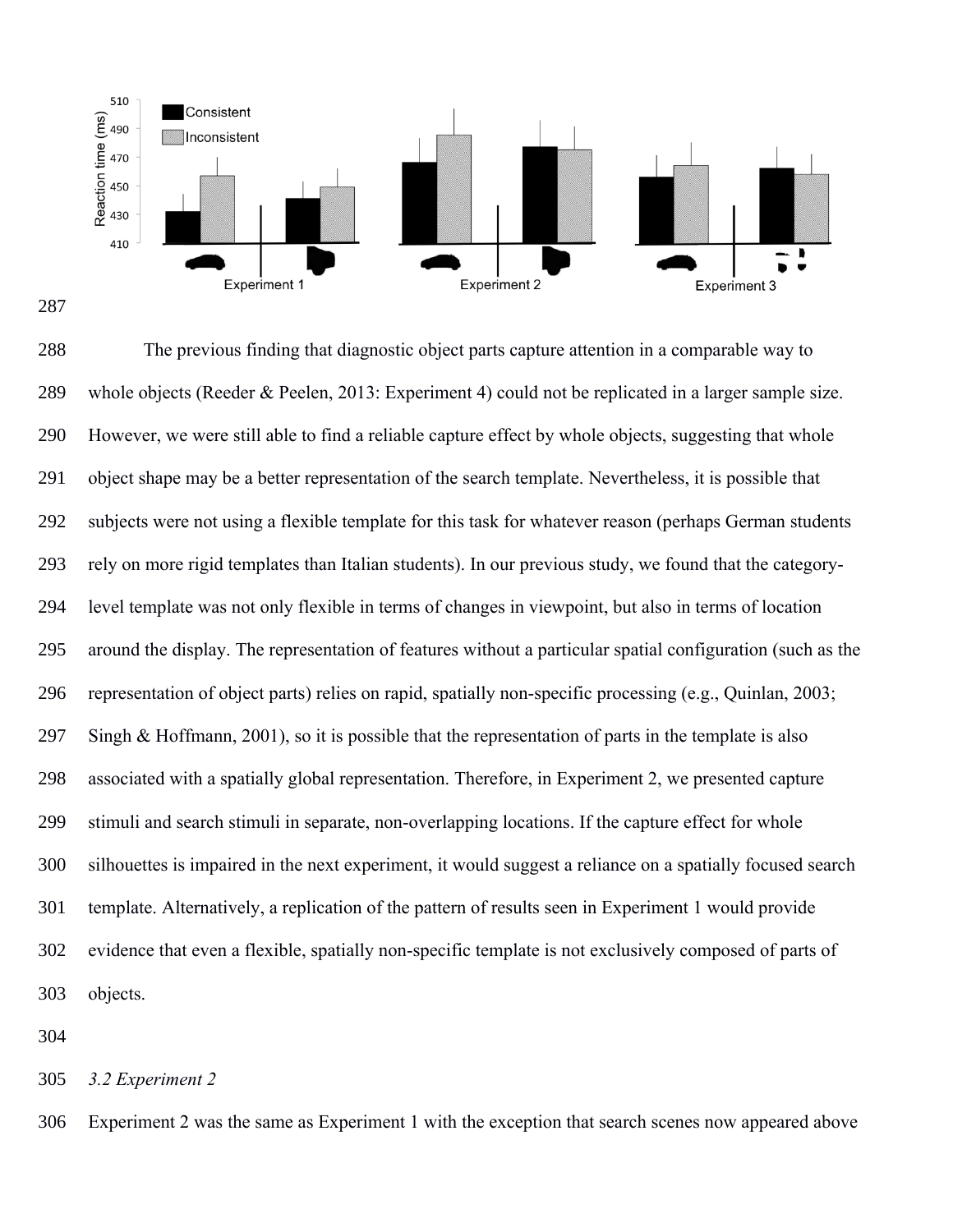The previous finding that diagnostic object parts capture attention in a comparable way to whole objects (Reeder & Peelen, 2013: Experiment 4) could not be replicated in a larger sample size. However, we were still able to find a reliable capture effect by whole objects, suggesting that whole object shape may be a better representation of the search template. Nevertheless, it is possible that subjects were not using a flexible template for this task for whatever reason (perhaps German students rely on more rigid templates than Italian students). In our previous study, we found that the category-level template was not only flexible in terms of changes in viewpoint, but also in terms of location around the display. The representation of features without a particular spatial configuration (such as the representation of object parts) relies on rapid, spatially non-specific processing (e.g., Quinlan, 2003; Singh & Hoffmann, 2001), so it is possible that the representation of parts in the template is also associated with a spatially global representation. Therefore, in Experiment 2, we presented capture stimuli and search stimuli in separate, non-overlapping locations. If the capture effect for whole silhouettes is impaired in the next experiment, it would suggest a reliance on a spatially focused search template. Alternatively, a replication of the pattern of results seen in Experiment 1 would provide evidence that even a flexible, spatially non-specific template is not exclusively composed of parts of objects.

### *3.2 Experiment 2*

Experiment 2 was the same as Experiment 1 with the exception that search scenes now appeared above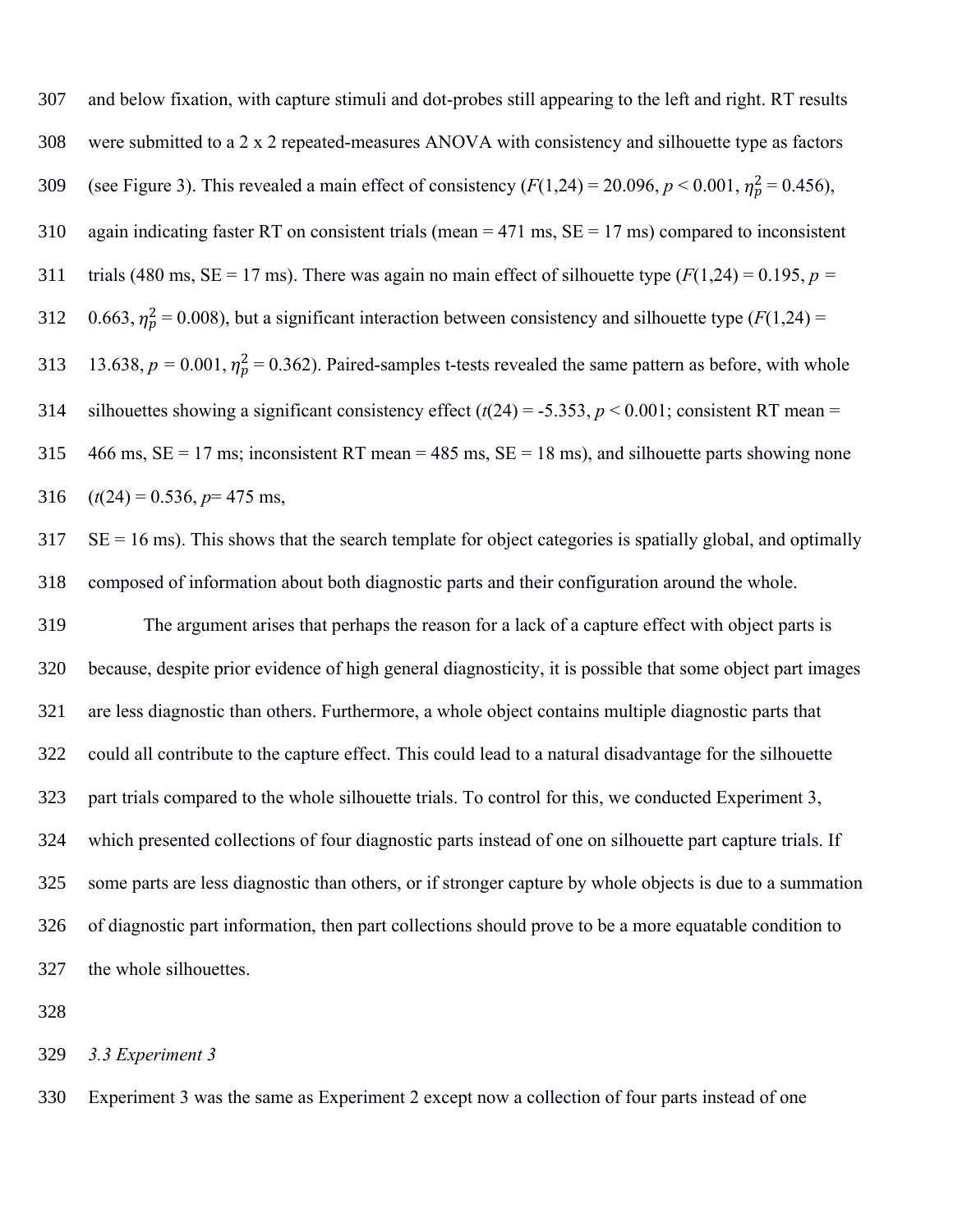and below fixation, with capture stimuli and dot-probes still appearing to the left and right. RT results were submitted to a 2 x 2 repeated-measures ANOVA with consistency and silhouette type as factors (see Figure 3). This revealed a main effect of consistency ($F(1,24) = 20.096$, $p < 0.001$, $\eta_p^2 = 0.456$), again indicating faster RT on consistent trials (mean = 471 ms, SE = 17 ms) compared to inconsistent trials (480 ms, SE = 17 ms). There was again no main effect of silhouette type ($F(1,24) = 0.195$, $p = 0.663$, $\eta_p^2 = 0.008$), but a significant interaction between consistency and silhouette type ($F(1,24) = 13.638$, $p = 0.001$, $\eta_p^2 = 0.362$). Paired-samples t-tests revealed the same pattern as before, with whole silhouettes showing a significant consistency effect ($t(24) = -5.353$, $p < 0.001$; consistent RT mean = 466 ms, SE = 17 ms; inconsistent RT mean = 485 ms, SE = 18 ms), and silhouette parts showing none ($t(24) = 0.536$, $p$= 475 ms,

SE = 16 ms). This shows that the search template for object categories is spatially global, and optimally composed of information about both diagnostic parts and their configuration around the whole.

The argument arises that perhaps the reason for a lack of a capture effect with object parts is because, despite prior evidence of high general diagnosticity, it is possible that some object part images are less diagnostic than others. Furthermore, a whole object contains multiple diagnostic parts that could all contribute to the capture effect. This could lead to a natural disadvantage for the silhouette part trials compared to the whole silhouette trials. To control for this, we conducted Experiment 3, which presented collections of four diagnostic parts instead of one on silhouette part capture trials. If some parts are less diagnostic than others, or if stronger capture by whole objects is due to a summation of diagnostic part information, then part collections should prove to be a more equatable condition to the whole silhouettes.

### *3.3 Experiment 3*

Experiment 3 was the same as Experiment 2 except now a collection of four parts instead of one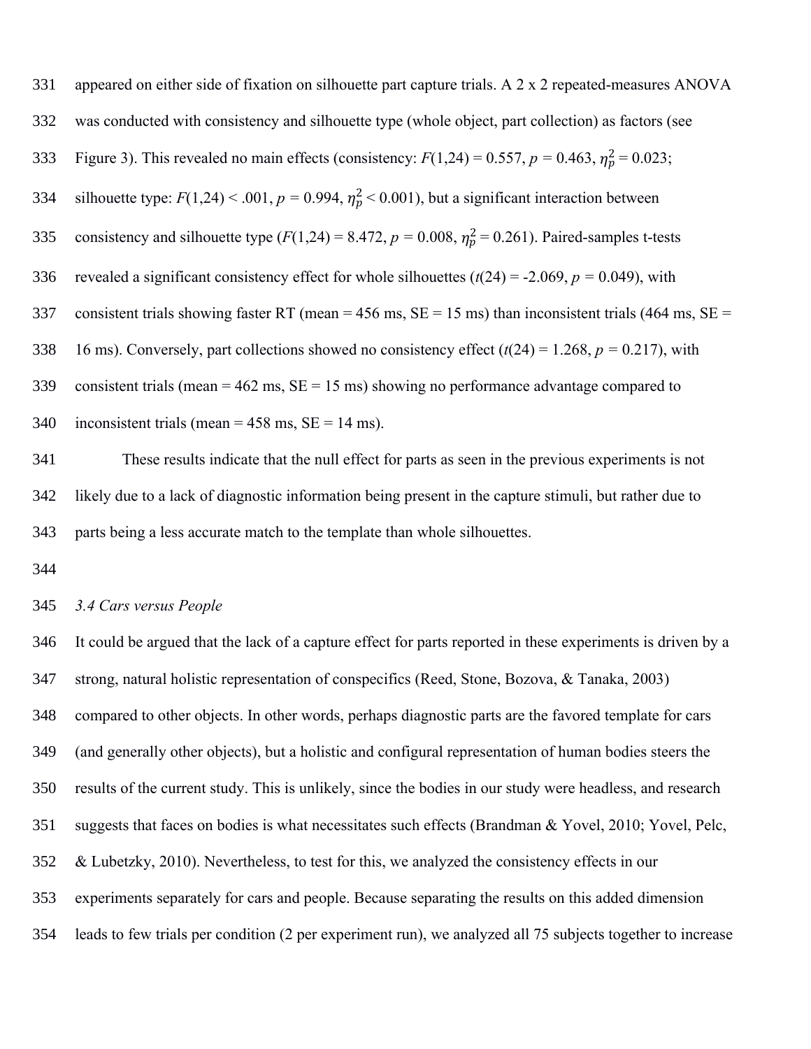appeared on either side of fixation on silhouette part capture trials. A 2 x 2 repeated-measures ANOVA was conducted with consistency and silhouette type (whole object, part collection) as factors (see Figure 3). This revealed no main effects (consistency: $F(1,24) = 0.557$, $p = 0.463$, $\eta_p^2 = 0.023$; silhouette type: $F(1,24) < .001$, $p = 0.994$, $\eta_p^2 < 0.001$), but a significant interaction between consistency and silhouette type ($F(1,24) = 8.472$, $p = 0.008$, $\eta_p^2 = 0.261$). Paired-samples t-tests revealed a significant consistency effect for whole silhouettes ($t(24) = -2.069$, $p = 0.049$), with consistent trials showing faster RT (mean = 456 ms, SE = 15 ms) than inconsistent trials (464 ms, SE = 16 ms). Conversely, part collections showed no consistency effect ($t(24) = 1.268$, $p = 0.217$), with consistent trials (mean = 462 ms, SE = 15 ms) showing no performance advantage compared to inconsistent trials (mean = 458 ms, SE = 14 ms).

These results indicate that the null effect for parts as seen in the previous experiments is not likely due to a lack of diagnostic information being present in the capture stimuli, but rather due to parts being a less accurate match to the template than whole silhouettes.

### *3.4 Cars versus People*

It could be argued that the lack of a capture effect for parts reported in these experiments is driven by a strong, natural holistic representation of conspecifics (Reed, Stone, Bozova, & Tanaka, 2003) compared to other objects. In other words, perhaps diagnostic parts are the favored template for cars (and generally other objects), but a holistic and configural representation of human bodies steers the results of the current study. This is unlikely, since the bodies in our study were headless, and research suggests that faces on bodies is what necessitates such effects (Brandman & Yovel, 2010; Yovel, Pelc, & Lubetzky, 2010). Nevertheless, to test for this, we analyzed the consistency effects in our experiments separately for cars and people. Because separating the results on this added dimension leads to few trials per condition (2 per experiment run), we analyzed all 75 subjects together to increase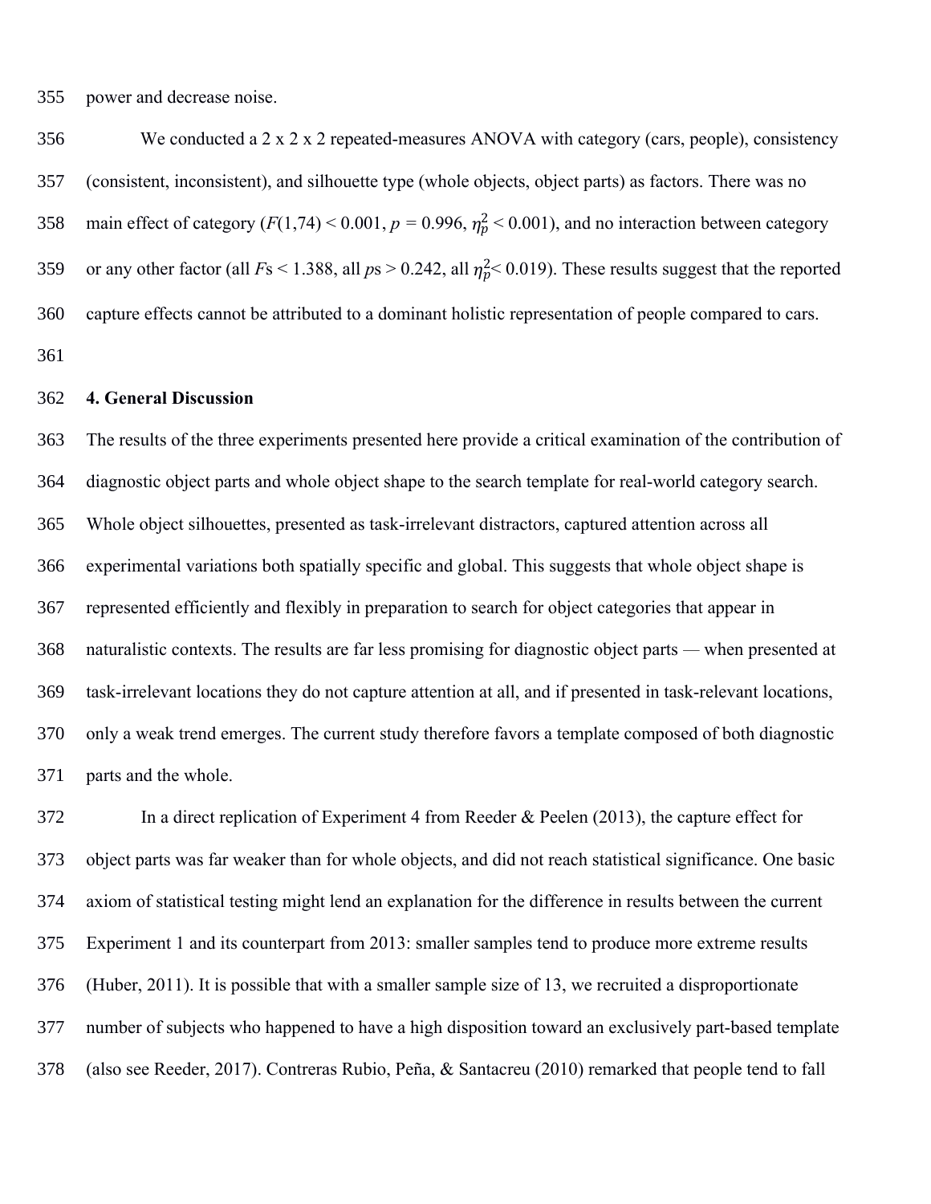power and decrease noise.

We conducted a 2 x 2 x 2 repeated-measures ANOVA with category (cars, people), consistency (consistent, inconsistent), and silhouette type (whole objects, object parts) as factors. There was no main effect of category ($F(1,74) < 0.001$, $p = 0.996$, $\eta_p^2 < 0.001$), and no interaction between category or any other factor (all $F$s < 1.388, all $p$s > 0.242, all $\eta_p^2 < 0.019$). These results suggest that the reported capture effects cannot be attributed to a dominant holistic representation of people compared to cars.

## 4. General Discussion

The results of the three experiments presented here provide a critical examination of the contribution of diagnostic object parts and whole object shape to the search template for real-world category search. Whole object silhouettes, presented as task-irrelevant distractors, captured attention across all experimental variations both spatially specific and global. This suggests that whole object shape is represented efficiently and flexibly in preparation to search for object categories that appear in naturalistic contexts. The results are far less promising for diagnostic object parts — when presented at task-irrelevant locations they do not capture attention at all, and if presented in task-relevant locations, only a weak trend emerges. The current study therefore favors a template composed of both diagnostic parts and the whole.

In a direct replication of Experiment 4 from Reeder & Peelen (2013), the capture effect for object parts was far weaker than for whole objects, and did not reach statistical significance. One basic axiom of statistical testing might lend an explanation for the difference in results between the current Experiment 1 and its counterpart from 2013: smaller samples tend to produce more extreme results (Huber, 2011). It is possible that with a smaller sample size of 13, we recruited a disproportionate number of subjects who happened to have a high disposition toward an exclusively part-based template (also see Reeder, 2017). Contreras Rubio, Peña, & Santacreu (2010) remarked that people tend to fall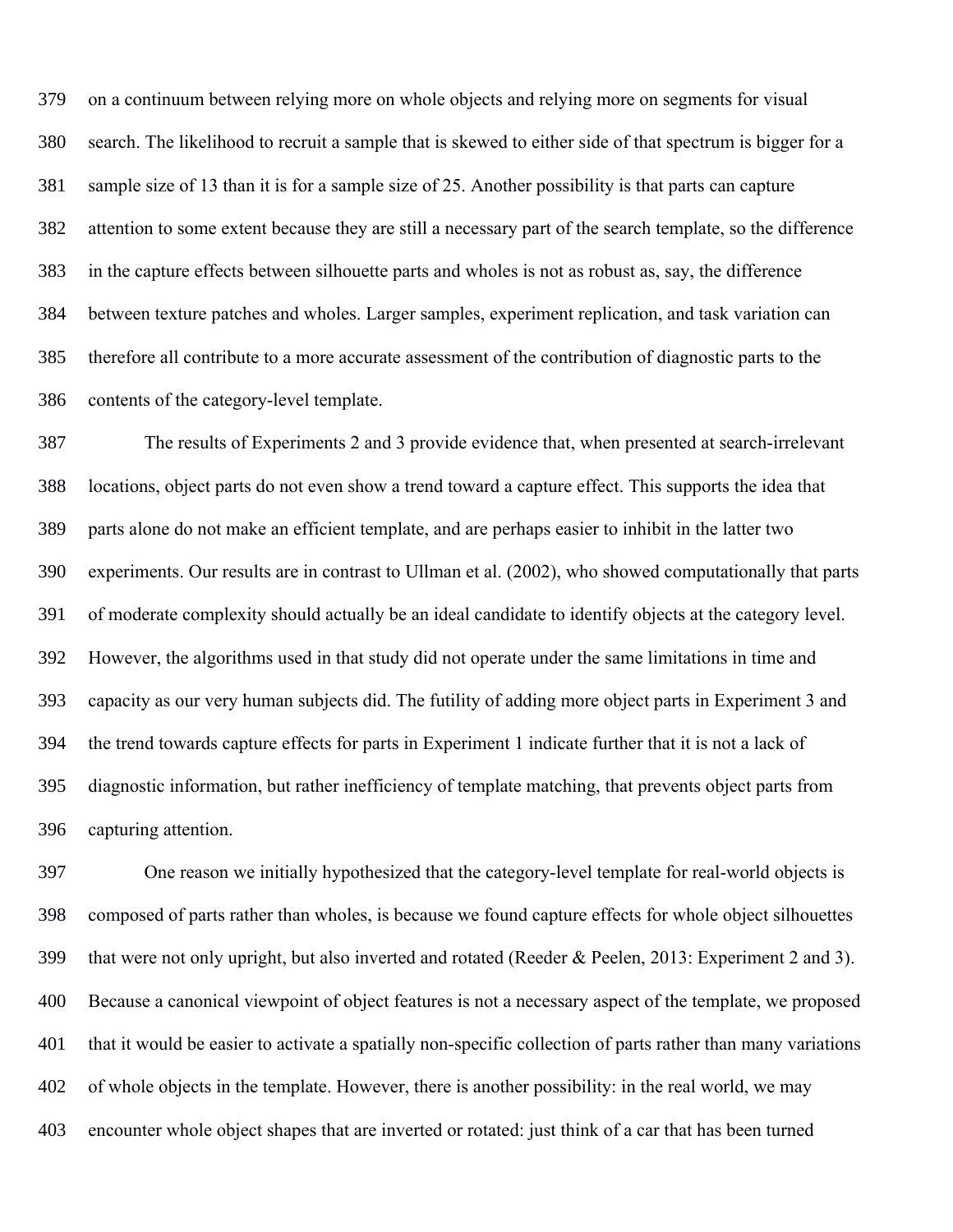on a continuum between relying more on whole objects and relying more on segments for visual search. The likelihood to recruit a sample that is skewed to either side of that spectrum is bigger for a sample size of 13 than it is for a sample size of 25. Another possibility is that parts can capture attention to some extent because they are still a necessary part of the search template, so the difference in the capture effects between silhouette parts and wholes is not as robust as, say, the difference between texture patches and wholes. Larger samples, experiment replication, and task variation can therefore all contribute to a more accurate assessment of the contribution of diagnostic parts to the contents of the category-level template.

The results of Experiments 2 and 3 provide evidence that, when presented at search-irrelevant locations, object parts do not even show a trend toward a capture effect. This supports the idea that parts alone do not make an efficient template, and are perhaps easier to inhibit in the latter two experiments. Our results are in contrast to Ullman et al. (2002), who showed computationally that parts of moderate complexity should actually be an ideal candidate to identify objects at the category level. However, the algorithms used in that study did not operate under the same limitations in time and capacity as our very human subjects did. The futility of adding more object parts in Experiment 3 and the trend towards capture effects for parts in Experiment 1 indicate further that it is not a lack of diagnostic information, but rather inefficiency of template matching, that prevents object parts from capturing attention.

One reason we initially hypothesized that the category-level template for real-world objects is composed of parts rather than wholes, is because we found capture effects for whole object silhouettes that were not only upright, but also inverted and rotated (Reeder & Peelen, 2013: Experiment 2 and 3). Because a canonical viewpoint of object features is not a necessary aspect of the template, we proposed that it would be easier to activate a spatially non-specific collection of parts rather than many variations of whole objects in the template. However, there is another possibility: in the real world, we may encounter whole object shapes that are inverted or rotated: just think of a car that has been turned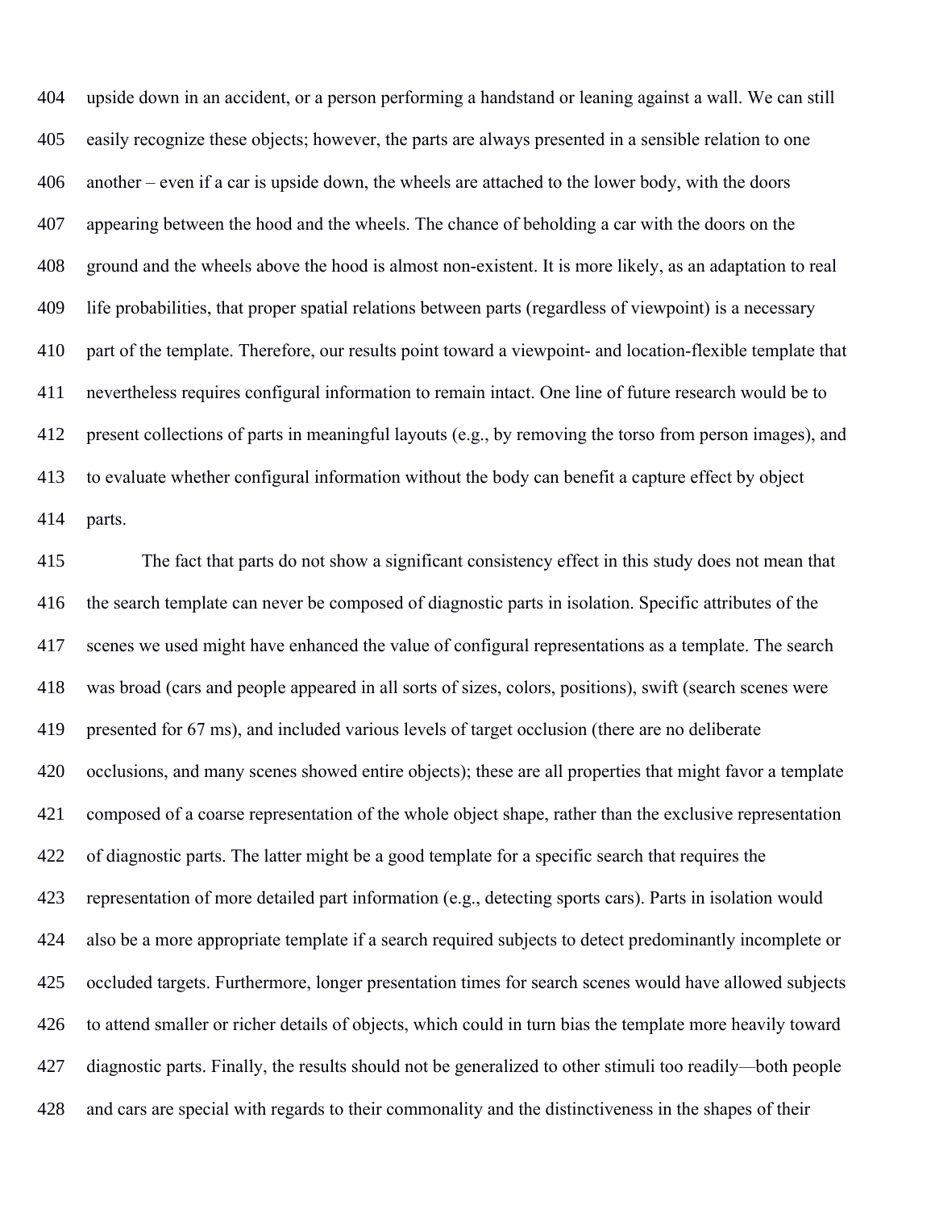upside down in an accident, or a person performing a handstand or leaning against a wall. We can still easily recognize these objects; however, the parts are always presented in a sensible relation to one another – even if a car is upside down, the wheels are attached to the lower body, with the doors appearing between the hood and the wheels. The chance of beholding a car with the doors on the ground and the wheels above the hood is almost non-existent. It is more likely, as an adaptation to real life probabilities, that proper spatial relations between parts (regardless of viewpoint) is a necessary part of the template. Therefore, our results point toward a viewpoint- and location-flexible template that nevertheless requires configural information to remain intact. One line of future research would be to present collections of parts in meaningful layouts (e.g., by removing the torso from person images), and to evaluate whether configural information without the body can benefit a capture effect by object parts.

The fact that parts do not show a significant consistency effect in this study does not mean that the search template can never be composed of diagnostic parts in isolation. Specific attributes of the scenes we used might have enhanced the value of configural representations as a template. The search was broad (cars and people appeared in all sorts of sizes, colors, positions), swift (search scenes were presented for 67 ms), and included various levels of target occlusion (there are no deliberate occlusions, and many scenes showed entire objects); these are all properties that might favor a template composed of a coarse representation of the whole object shape, rather than the exclusive representation of diagnostic parts. The latter might be a good template for a specific search that requires the representation of more detailed part information (e.g., detecting sports cars). Parts in isolation would also be a more appropriate template if a search required subjects to detect predominantly incomplete or occluded targets. Furthermore, longer presentation times for search scenes would have allowed subjects to attend smaller or richer details of objects, which could in turn bias the template more heavily toward diagnostic parts. Finally, the results should not be generalized to other stimuli too readily—both people and cars are special with regards to their commonality and the distinctiveness in the shapes of their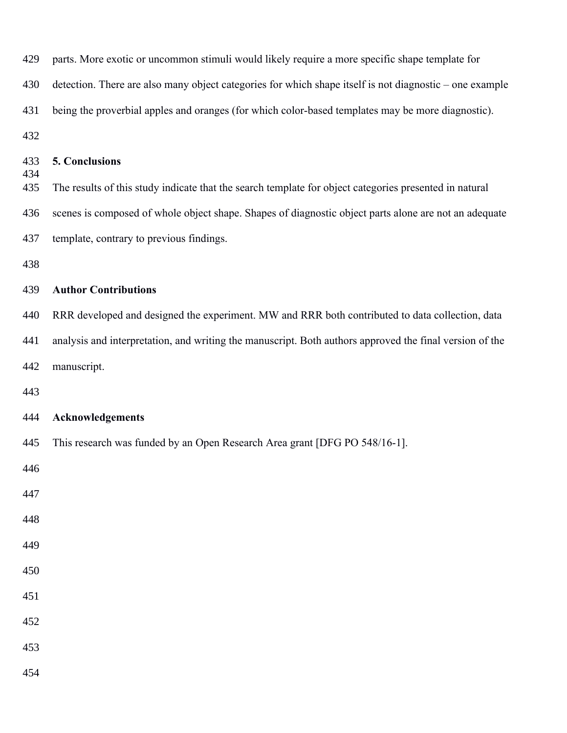parts. More exotic or uncommon stimuli would likely require a more specific shape template for detection. There are also many object categories for which shape itself is not diagnostic – one example being the proverbial apples and oranges (for which color-based templates may be more diagnostic).

## 5. Conclusions

The results of this study indicate that the search template for object categories presented in natural scenes is composed of whole object shape. Shapes of diagnostic object parts alone are not an adequate template, contrary to previous findings.

## Author Contributions

RRR developed and designed the experiment. MW and RRR both contributed to data collection, data analysis and interpretation, and writing the manuscript. Both authors approved the final version of the manuscript.

## Acknowledgements

This research was funded by an Open Research Area grant [DFG PO 548/16-1].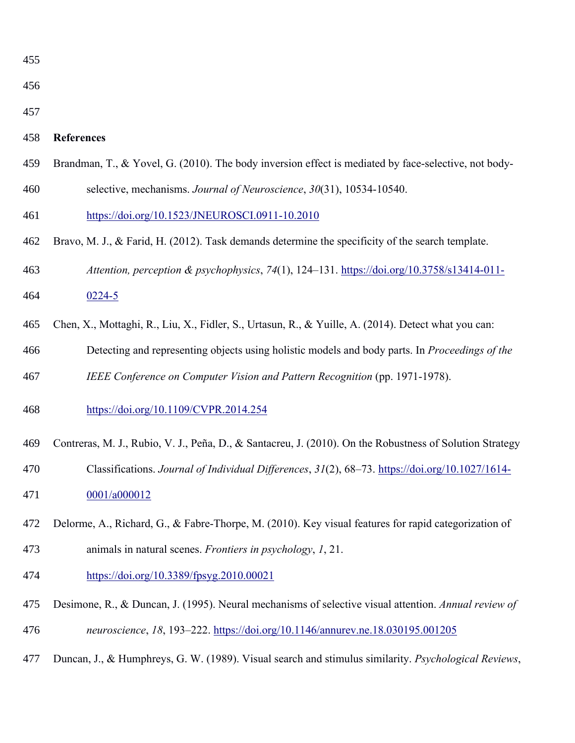## References

Brandman, T., & Yovel, G. (2010). The body inversion effect is mediated by face-selective, not body-selective, mechanisms. *Journal of Neuroscience*, *30*(31), 10534-10540. https://doi.org/10.1523/JNEUROSCI.0911-10.2010

Bravo, M. J., & Farid, H. (2012). Task demands determine the specificity of the search template. *Attention, perception & psychophysics*, *74*(1), 124–131. https://doi.org/10.3758/s13414-011-0224-5

Chen, X., Mottaghi, R., Liu, X., Fidler, S., Urtasun, R., & Yuille, A. (2014). Detect what you can: Detecting and representing objects using holistic models and body parts. In *Proceedings of the IEEE Conference on Computer Vision and Pattern Recognition* (pp. 1971-1978). https://doi.org/10.1109/CVPR.2014.254

Contreras, M. J., Rubio, V. J., Peña, D., & Santacreu, J. (2010). On the Robustness of Solution Strategy Classifications. *Journal of Individual Differences*, *31*(2), 68–73. https://doi.org/10.1027/1614-0001/a000012

Delorme, A., Richard, G., & Fabre-Thorpe, M. (2010). Key visual features for rapid categorization of animals in natural scenes. *Frontiers in psychology*, *1*, 21. https://doi.org/10.3389/fpsyg.2010.00021

Desimone, R., & Duncan, J. (1995). Neural mechanisms of selective visual attention. *Annual review of neuroscience*, *18*, 193–222. https://doi.org/10.1146/annurev.ne.18.030195.001205

Duncan, J., & Humphreys, G. W. (1989). Visual search and stimulus similarity. *Psychological Reviews*,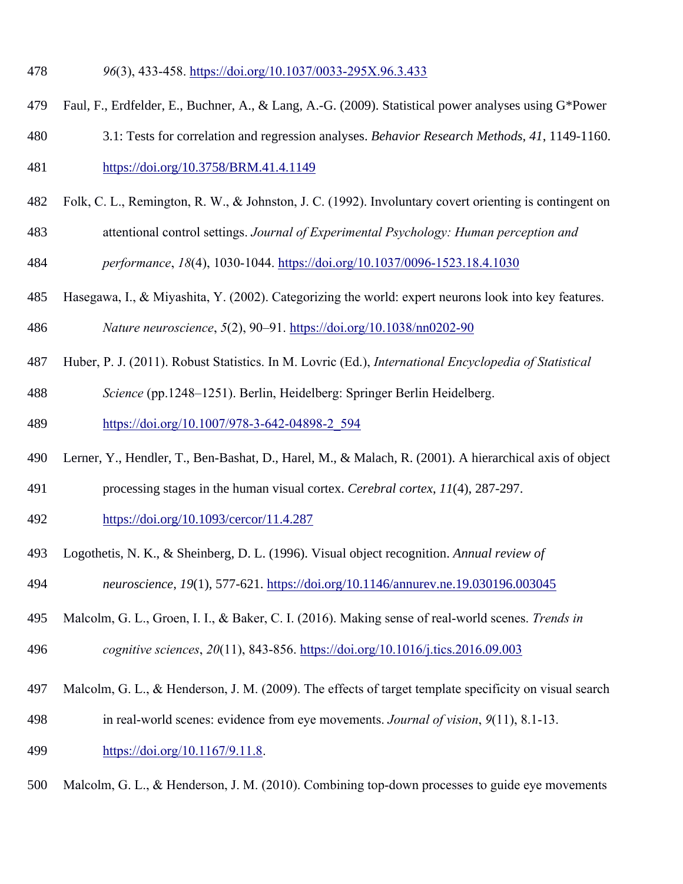*96*(3), 433-458. https://doi.org/10.1037/0033-295X.96.3.433

Faul, F., Erdfelder, E., Buchner, A., & Lang, A.-G. (2009). Statistical power analyses using G*Power 3.1: Tests for correlation and regression analyses. *Behavior Research Methods, 41*, 1149-1160. https://doi.org/10.3758/BRM.41.4.1149

Folk, C. L., Remington, R. W., & Johnston, J. C. (1992). Involuntary covert orienting is contingent on attentional control settings. *Journal of Experimental Psychology: Human perception and performance*, *18*(4), 1030-1044. https://doi.org/10.1037/0096-1523.18.4.1030

Hasegawa, I., & Miyashita, Y. (2002). Categorizing the world: expert neurons look into key features. *Nature neuroscience*, *5*(2), 90–91. https://doi.org/10.1038/nn0202-90

Huber, P. J. (2011). Robust Statistics. In M. Lovric (Ed.), *International Encyclopedia of Statistical Science* (pp.1248–1251). Berlin, Heidelberg: Springer Berlin Heidelberg. https://doi.org/10.1007/978-3-642-04898-2_594

Lerner, Y., Hendler, T., Ben-Bashat, D., Harel, M., & Malach, R. (2001). A hierarchical axis of object processing stages in the human visual cortex. *Cerebral cortex*, *11*(4), 287-297. https://doi.org/10.1093/cercor/11.4.287

Logothetis, N. K., & Sheinberg, D. L. (1996). Visual object recognition. *Annual review of neuroscience*, *19*(1), 577-621. https://doi.org/10.1146/annurev.ne.19.030196.003045

Malcolm, G. L., Groen, I. I., & Baker, C. I. (2016). Making sense of real-world scenes. *Trends in cognitive sciences*, *20*(11), 843-856. https://doi.org/10.1016/j.tics.2016.09.003

Malcolm, G. L., & Henderson, J. M. (2009). The effects of target template specificity on visual search in real-world scenes: evidence from eye movements. *Journal of vision*, *9*(11), 8.1-13. https://doi.org/10.1167/9.11.8.

Malcolm, G. L., & Henderson, J. M. (2010). Combining top-down processes to guide eye movements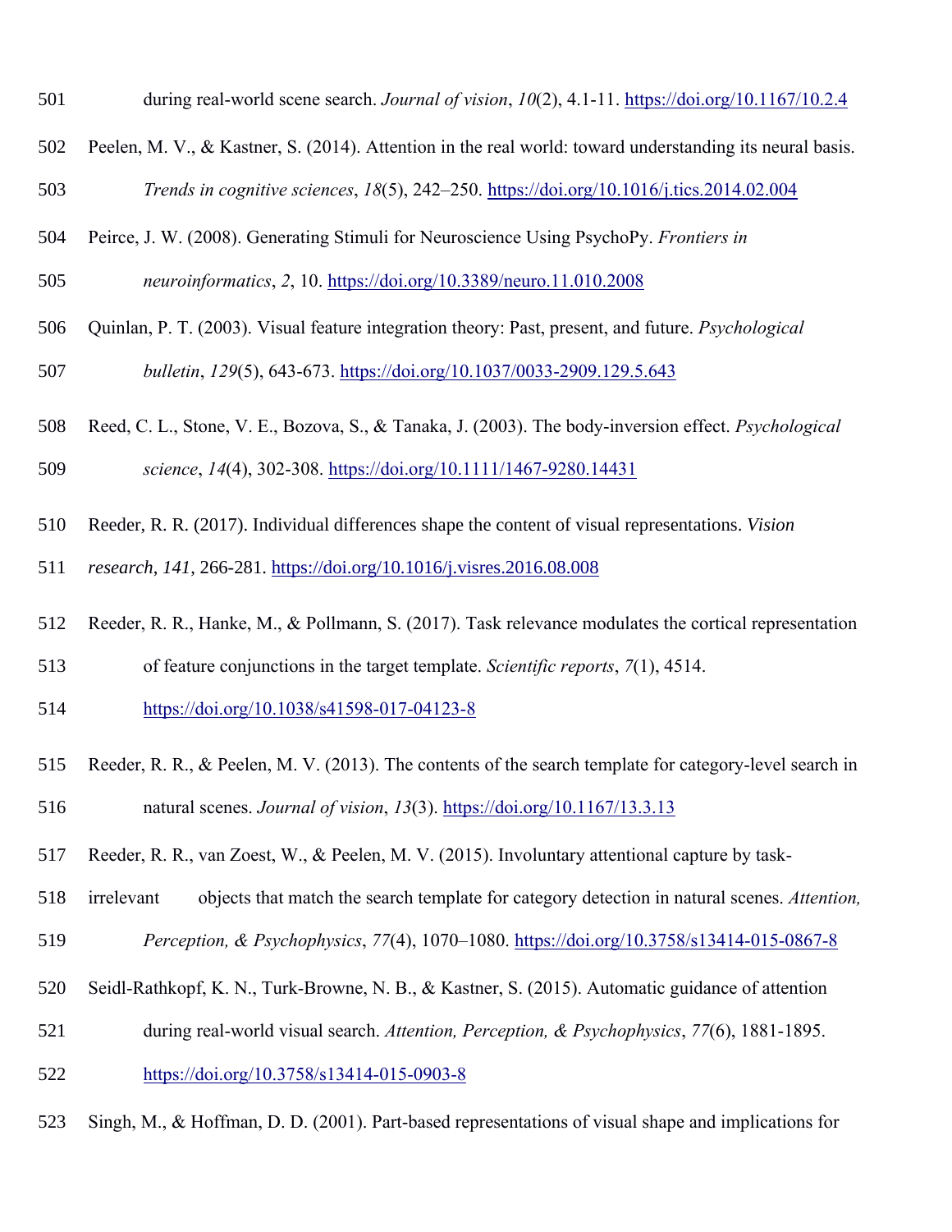during real-world scene search. *Journal of vision*, *10*(2), 4.1-11. https://doi.org/10.1167/10.2.4

Peelen, M. V., & Kastner, S. (2014). Attention in the real world: toward understanding its neural basis. *Trends in cognitive sciences*, *18*(5), 242–250. https://doi.org/10.1016/j.tics.2014.02.004

Peirce, J. W. (2008). Generating Stimuli for Neuroscience Using PsychoPy. *Frontiers in neuroinformatics*, *2*, 10. https://doi.org/10.3389/neuro.11.010.2008

Quinlan, P. T. (2003). Visual feature integration theory: Past, present, and future. *Psychological bulletin*, *129*(5), 643-673. https://doi.org/10.1037/0033-2909.129.5.643

Reed, C. L., Stone, V. E., Bozova, S., & Tanaka, J. (2003). The body-inversion effect. *Psychological science*, *14*(4), 302-308. https://doi.org/10.1111/1467-9280.14431

Reeder, R. R. (2017). Individual differences shape the content of visual representations. *Vision research*, *141*, 266-281. https://doi.org/10.1016/j.visres.2016.08.008

Reeder, R. R., Hanke, M., & Pollmann, S. (2017). Task relevance modulates the cortical representation of feature conjunctions in the target template. *Scientific reports*, *7*(1), 4514. https://doi.org/10.1038/s41598-017-04123-8

Reeder, R. R., & Peelen, M. V. (2013). The contents of the search template for category-level search in natural scenes. *Journal of vision*, *13*(3). https://doi.org/10.1167/13.3.13

Reeder, R. R., van Zoest, W., & Peelen, M. V. (2015). Involuntary attentional capture by task-irrelevant objects that match the search template for category detection in natural scenes. *Attention, Perception, & Psychophysics*, *77*(4), 1070–1080. https://doi.org/10.3758/s13414-015-0867-8

Seidl-Rathkopf, K. N., Turk-Browne, N. B., & Kastner, S. (2015). Automatic guidance of attention during real-world visual search. *Attention, Perception, & Psychophysics*, *77*(6), 1881-1895. https://doi.org/10.3758/s13414-015-0903-8

Singh, M., & Hoffman, D. D. (2001). Part-based representations of visual shape and implications for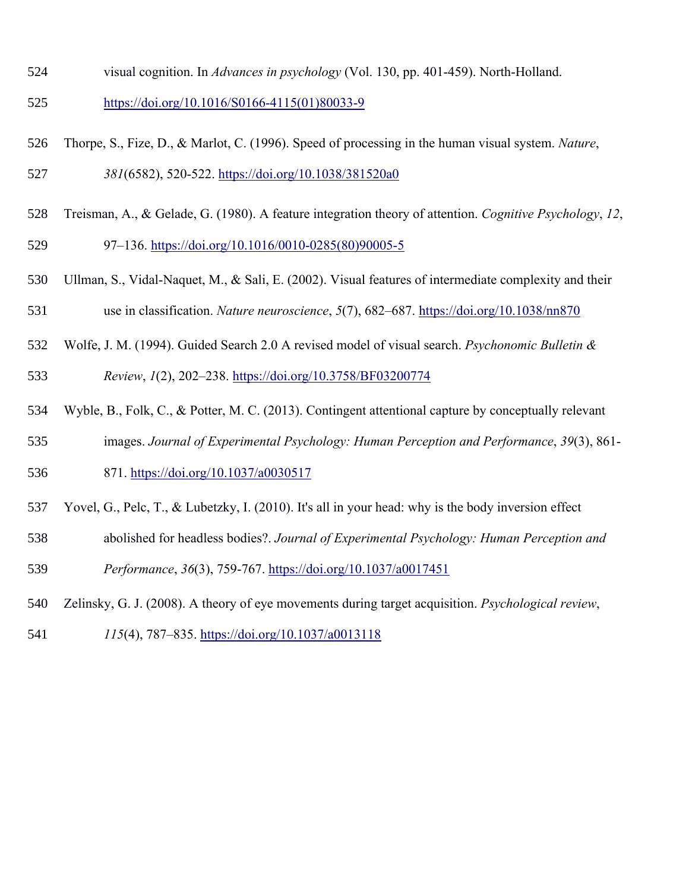visual cognition. In *Advances in psychology* (Vol. 130, pp. 401-459). North-Holland. https://doi.org/10.1016/S0166-4115(01)80033-9

Thorpe, S., Fize, D., & Marlot, C. (1996). Speed of processing in the human visual system. *Nature*, *381*(6582), 520-522. https://doi.org/10.1038/381520a0

Treisman, A., & Gelade, G. (1980). A feature integration theory of attention. *Cognitive Psychology*, *12*, 97–136. https://doi.org/10.1016/0010-0285(80)90005-5

Ullman, S., Vidal-Naquet, M., & Sali, E. (2002). Visual features of intermediate complexity and their use in classification. *Nature neuroscience*, *5*(7), 682–687. https://doi.org/10.1038/nn870

Wolfe, J. M. (1994). Guided Search 2.0 A revised model of visual search. *Psychonomic Bulletin & Review*, *1*(2), 202–238. https://doi.org/10.3758/BF03200774

Wyble, B., Folk, C., & Potter, M. C. (2013). Contingent attentional capture by conceptually relevant images. *Journal of Experimental Psychology: Human Perception and Performance*, *39*(3), 861-871. https://doi.org/10.1037/a0030517

Yovel, G., Pelc, T., & Lubetzky, I. (2010). It's all in your head: why is the body inversion effect abolished for headless bodies?. *Journal of Experimental Psychology: Human Perception and Performance*, *36*(3), 759-767. https://doi.org/10.1037/a0017451

Zelinsky, G. J. (2008). A theory of eye movements during target acquisition. *Psychological review*, *115*(4), 787–835. https://doi.org/10.1037/a0013118